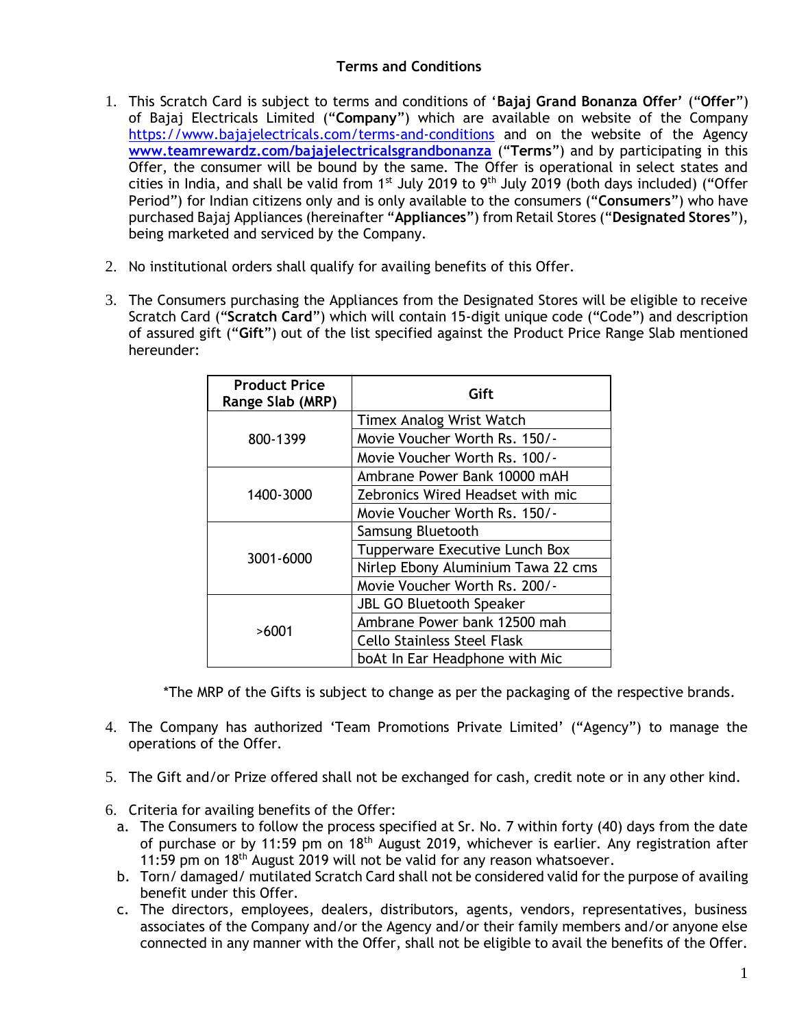# Terms and Conditions

1. This Scratch Card is subject to terms and conditions of '**Bajaj Grand Bonanza Offer**' ("**Offer**") of Bajaj Electricals Limited ("**Company**") which are available on website of the Company https://www.bajajelectricals.com/terms-and-conditions and on the website of the Agency **www.teamrewardz.com/bajajelectricalsgrandbonanza** ("**Terms**") and by participating in this Offer, the consumer will be bound by the same. The Offer is operational in select states and cities in India, and shall be valid from 1st July 2019 to 9th July 2019 (both days included) ("Offer Period") for Indian citizens only and is only available to the consumers ("**Consumers**") who have purchased Bajaj Appliances (hereinafter "**Appliances**") from Retail Stores ("**Designated Stores**"), being marketed and serviced by the Company.

2. No institutional orders shall qualify for availing benefits of this Offer.

3. The Consumers purchasing the Appliances from the Designated Stores will be eligible to receive Scratch Card ("**Scratch Card**") which will contain 15-digit unique code ("Code") and description of assured gift ("**Gift**") out of the list specified against the Product Price Range Slab mentioned hereunder:

| Product Price Range Slab (MRP) | Gift |
|---|---|
| 800-1399 | Timex Analog Wrist Watch |
| | Movie Voucher Worth Rs. 150/- |
| | Movie Voucher Worth Rs. 100/- |
| 1400-3000 | Ambrane Power Bank 10000 mAH |
| | Zebronics Wired Headset with mic |
| | Movie Voucher Worth Rs. 150/- |
| 3001-6000 | Samsung Bluetooth |
| | Tupperware Executive Lunch Box |
| | Nirlep Ebony Aluminium Tawa 22 cms |
| | Movie Voucher Worth Rs. 200/- |
| >6001 | JBL GO Bluetooth Speaker |
| | Ambrane Power bank 12500 mah |
| | Cello Stainless Steel Flask |
| | boAt In Ear Headphone with Mic |

*The MRP of the Gifts is subject to change as per the packaging of the respective brands.

4. The Company has authorized 'Team Promotions Private Limited' ("Agency") to manage the operations of the Offer.

5. The Gift and/or Prize offered shall not be exchanged for cash, credit note or in any other kind.

6. Criteria for availing benefits of the Offer:
   a. The Consumers to follow the process specified at Sr. No. 7 within forty (40) days from the date of purchase or by 11:59 pm on 18th August 2019, whichever is earlier. Any registration after 11:59 pm on 18th August 2019 will not be valid for any reason whatsoever.
   b. Torn/ damaged/ mutilated Scratch Card shall not be considered valid for the purpose of availing benefit under this Offer.
   c. The directors, employees, dealers, distributors, agents, vendors, representatives, business associates of the Company and/or the Agency and/or their family members and/or anyone else connected in any manner with the Offer, shall not be eligible to avail the benefits of the Offer.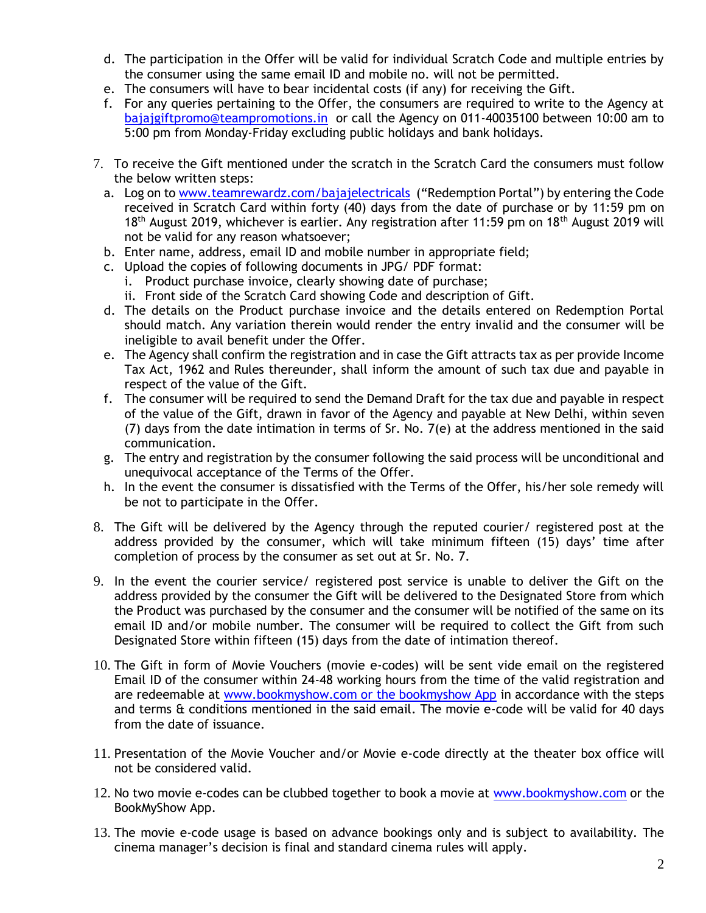d. The participation in the Offer will be valid for individual Scratch Code and multiple entries by the consumer using the same email ID and mobile no. will not be permitted.
e. The consumers will have to bear incidental costs (if any) for receiving the Gift.
f. For any queries pertaining to the Offer, the consumers are required to write to the Agency at bajajgiftpromo@teampromotions.in or call the Agency on 011-40035100 between 10:00 am to 5:00 pm from Monday-Friday excluding public holidays and bank holidays.

7. To receive the Gift mentioned under the scratch in the Scratch Card the consumers must follow the below written steps:
   a. Log on to www.teamrewardz.com/bajajelectricals ("Redemption Portal") by entering the Code received in Scratch Card within forty (40) days from the date of purchase or by 11:59 pm on 18th August 2019, whichever is earlier. Any registration after 11:59 pm on 18th August 2019 will not be valid for any reason whatsoever;
   b. Enter name, address, email ID and mobile number in appropriate field;
   c. Upload the copies of following documents in JPG/ PDF format:
      i. Product purchase invoice, clearly showing date of purchase;
      ii. Front side of the Scratch Card showing Code and description of Gift.
   d. The details on the Product purchase invoice and the details entered on Redemption Portal should match. Any variation therein would render the entry invalid and the consumer will be ineligible to avail benefit under the Offer.
   e. The Agency shall confirm the registration and in case the Gift attracts tax as per provide Income Tax Act, 1962 and Rules thereunder, shall inform the amount of such tax due and payable in respect of the value of the Gift.
   f. The consumer will be required to send the Demand Draft for the tax due and payable in respect of the value of the Gift, drawn in favor of the Agency and payable at New Delhi, within seven (7) days from the date intimation in terms of Sr. No. 7(e) at the address mentioned in the said communication.
   g. The entry and registration by the consumer following the said process will be unconditional and unequivocal acceptance of the Terms of the Offer.
   h. In the event the consumer is dissatisfied with the Terms of the Offer, his/her sole remedy will be not to participate in the Offer.

8. The Gift will be delivered by the Agency through the reputed courier/ registered post at the address provided by the consumer, which will take minimum fifteen (15) days' time after completion of process by the consumer as set out at Sr. No. 7.

9. In the event the courier service/ registered post service is unable to deliver the Gift on the address provided by the consumer the Gift will be delivered to the Designated Store from which the Product was purchased by the consumer and the consumer will be notified of the same on its email ID and/or mobile number. The consumer will be required to collect the Gift from such Designated Store within fifteen (15) days from the date of intimation thereof.

10. The Gift in form of Movie Vouchers (movie e-codes) will be sent vide email on the registered Email ID of the consumer within 24-48 working hours from the time of the valid registration and are redeemable at www.bookmyshow.com or the bookmyshow App in accordance with the steps and terms & conditions mentioned in the said email. The movie e-code will be valid for 40 days from the date of issuance.

11. Presentation of the Movie Voucher and/or Movie e-code directly at the theater box office will not be considered valid.

12. No two movie e-codes can be clubbed together to book a movie at www.bookmyshow.com or the BookMyShow App.

13. The movie e-code usage is based on advance bookings only and is subject to availability. The cinema manager's decision is final and standard cinema rules will apply.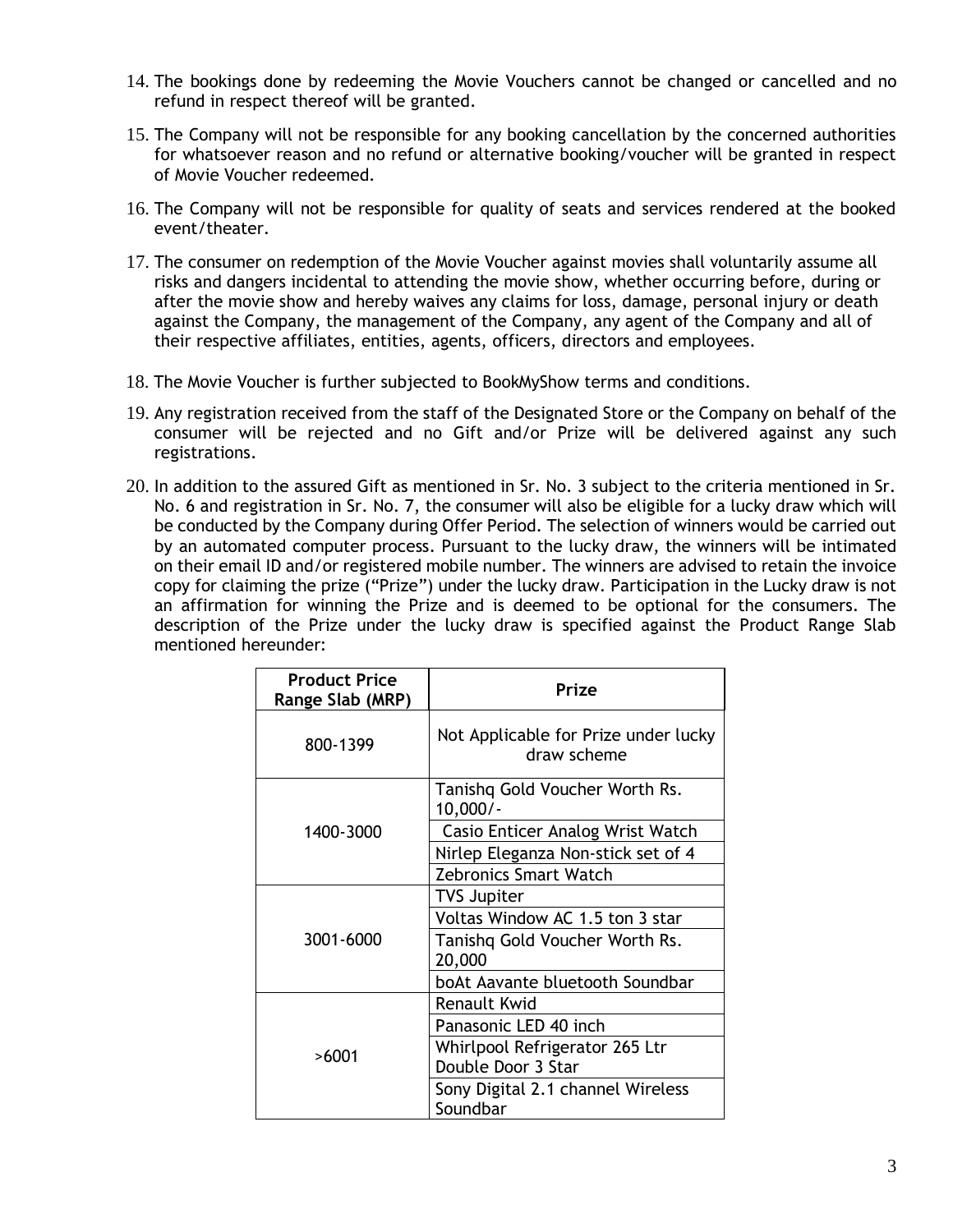14. The bookings done by redeeming the Movie Vouchers cannot be changed or cancelled and no refund in respect thereof will be granted.

15. The Company will not be responsible for any booking cancellation by the concerned authorities for whatsoever reason and no refund or alternative booking/voucher will be granted in respect of Movie Voucher redeemed.

16. The Company will not be responsible for quality of seats and services rendered at the booked event/theater.

17. The consumer on redemption of the Movie Voucher against movies shall voluntarily assume all risks and dangers incidental to attending the movie show, whether occurring before, during or after the movie show and hereby waives any claims for loss, damage, personal injury or death against the Company, the management of the Company, any agent of the Company and all of their respective affiliates, entities, agents, officers, directors and employees.

18. The Movie Voucher is further subjected to BookMyShow terms and conditions.

19. Any registration received from the staff of the Designated Store or the Company on behalf of the consumer will be rejected and no Gift and/or Prize will be delivered against any such registrations.

20. In addition to the assured Gift as mentioned in Sr. No. 3 subject to the criteria mentioned in Sr. No. 6 and registration in Sr. No. 7, the consumer will also be eligible for a lucky draw which will be conducted by the Company during Offer Period. The selection of winners would be carried out by an automated computer process. Pursuant to the lucky draw, the winners will be intimated on their email ID and/or registered mobile number. The winners are advised to retain the invoice copy for claiming the prize ("Prize") under the lucky draw. Participation in the Lucky draw is not an affirmation for winning the Prize and is deemed to be optional for the consumers. The description of the Prize under the lucky draw is specified against the Product Range Slab mentioned hereunder:

| Product Price Range Slab (MRP) | Prize |
|---|---|
| 800-1399 | Not Applicable for Prize under lucky draw scheme |
| 1400-3000 | Tanishq Gold Voucher Worth Rs. 10,000/- |
| | Casio Enticer Analog Wrist Watch |
| | Nirlep Eleganza Non-stick set of 4 |
| | Zebronics Smart Watch |
| 3001-6000 | TVS Jupiter |
| | Voltas Window AC 1.5 ton 3 star |
| | Tanishq Gold Voucher Worth Rs. 20,000 |
| | boAt Aavante bluetooth Soundbar |
| >6001 | Renault Kwid |
| | Panasonic LED 40 inch |
| | Whirlpool Refrigerator 265 Ltr Double Door 3 Star |
| | Sony Digital 2.1 channel Wireless Soundbar |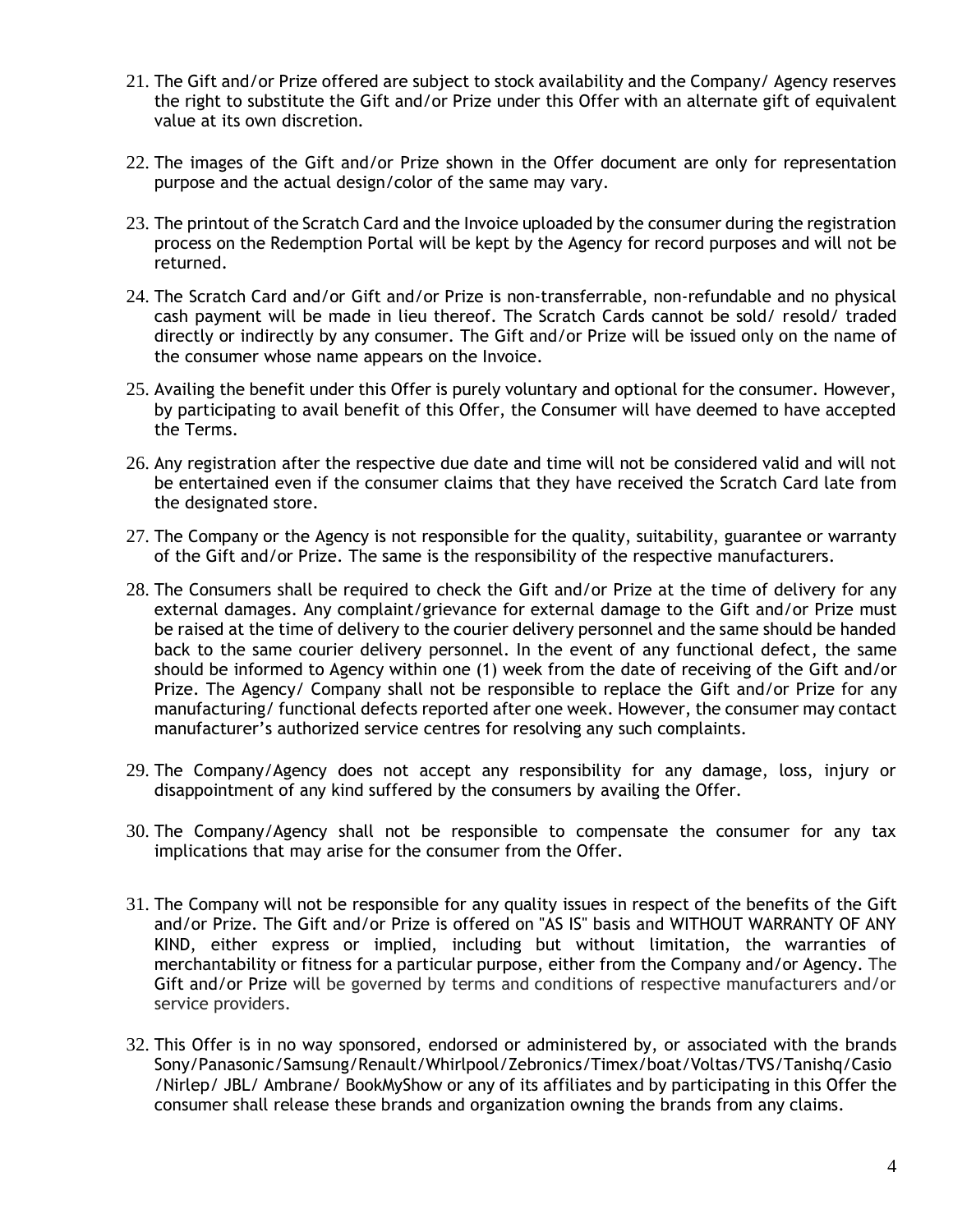21. The Gift and/or Prize offered are subject to stock availability and the Company/ Agency reserves the right to substitute the Gift and/or Prize under this Offer with an alternate gift of equivalent value at its own discretion.

22. The images of the Gift and/or Prize shown in the Offer document are only for representation purpose and the actual design/color of the same may vary.

23. The printout of the Scratch Card and the Invoice uploaded by the consumer during the registration process on the Redemption Portal will be kept by the Agency for record purposes and will not be returned.

24. The Scratch Card and/or Gift and/or Prize is non-transferrable, non-refundable and no physical cash payment will be made in lieu thereof. The Scratch Cards cannot be sold/ resold/ traded directly or indirectly by any consumer. The Gift and/or Prize will be issued only on the name of the consumer whose name appears on the Invoice.

25. Availing the benefit under this Offer is purely voluntary and optional for the consumer. However, by participating to avail benefit of this Offer, the Consumer will have deemed to have accepted the Terms.

26. Any registration after the respective due date and time will not be considered valid and will not be entertained even if the consumer claims that they have received the Scratch Card late from the designated store.

27. The Company or the Agency is not responsible for the quality, suitability, guarantee or warranty of the Gift and/or Prize. The same is the responsibility of the respective manufacturers.

28. The Consumers shall be required to check the Gift and/or Prize at the time of delivery for any external damages. Any complaint/grievance for external damage to the Gift and/or Prize must be raised at the time of delivery to the courier delivery personnel and the same should be handed back to the same courier delivery personnel. In the event of any functional defect, the same should be informed to Agency within one (1) week from the date of receiving of the Gift and/or Prize. The Agency/ Company shall not be responsible to replace the Gift and/or Prize for any manufacturing/ functional defects reported after one week. However, the consumer may contact manufacturer's authorized service centres for resolving any such complaints.

29. The Company/Agency does not accept any responsibility for any damage, loss, injury or disappointment of any kind suffered by the consumers by availing the Offer.

30. The Company/Agency shall not be responsible to compensate the consumer for any tax implications that may arise for the consumer from the Offer.

31. The Company will not be responsible for any quality issues in respect of the benefits of the Gift and/or Prize. The Gift and/or Prize is offered on "AS IS" basis and WITHOUT WARRANTY OF ANY KIND, either express or implied, including but without limitation, the warranties of merchantability or fitness for a particular purpose, either from the Company and/or Agency. The Gift and/or Prize will be governed by terms and conditions of respective manufacturers and/or service providers.

32. This Offer is in no way sponsored, endorsed or administered by, or associated with the brands Sony/Panasonic/Samsung/Renault/Whirlpool/Zebronics/Timex/boat/Voltas/TVS/Tanishq/Casio /Nirlep/ JBL/ Ambrane/ BookMyShow or any of its affiliates and by participating in this Offer the consumer shall release these brands and organization owning the brands from any claims.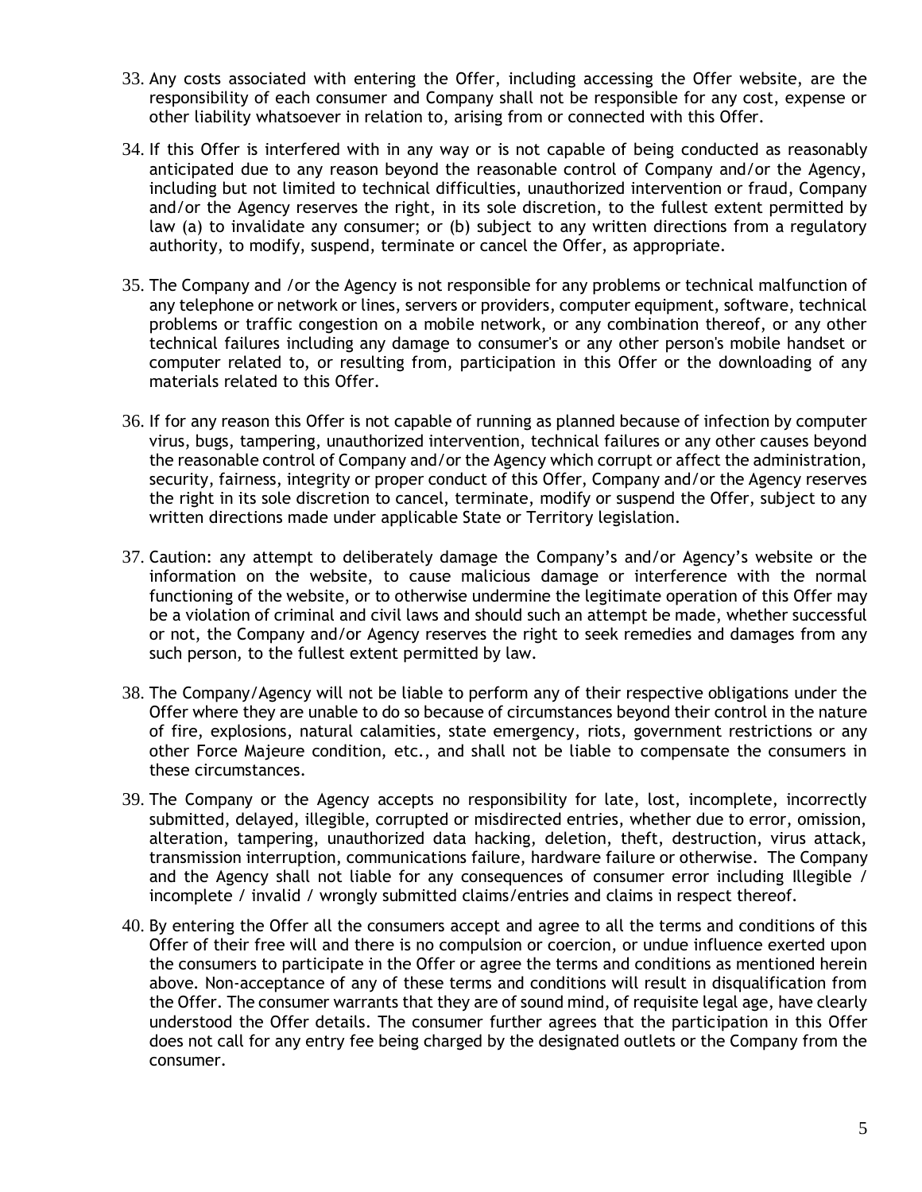33. Any costs associated with entering the Offer, including accessing the Offer website, are the responsibility of each consumer and Company shall not be responsible for any cost, expense or other liability whatsoever in relation to, arising from or connected with this Offer.

34. If this Offer is interfered with in any way or is not capable of being conducted as reasonably anticipated due to any reason beyond the reasonable control of Company and/or the Agency, including but not limited to technical difficulties, unauthorized intervention or fraud, Company and/or the Agency reserves the right, in its sole discretion, to the fullest extent permitted by law (a) to invalidate any consumer; or (b) subject to any written directions from a regulatory authority, to modify, suspend, terminate or cancel the Offer, as appropriate.

35. The Company and /or the Agency is not responsible for any problems or technical malfunction of any telephone or network or lines, servers or providers, computer equipment, software, technical problems or traffic congestion on a mobile network, or any combination thereof, or any other technical failures including any damage to consumer's or any other person's mobile handset or computer related to, or resulting from, participation in this Offer or the downloading of any materials related to this Offer.

36. If for any reason this Offer is not capable of running as planned because of infection by computer virus, bugs, tampering, unauthorized intervention, technical failures or any other causes beyond the reasonable control of Company and/or the Agency which corrupt or affect the administration, security, fairness, integrity or proper conduct of this Offer, Company and/or the Agency reserves the right in its sole discretion to cancel, terminate, modify or suspend the Offer, subject to any written directions made under applicable State or Territory legislation.

37. Caution: any attempt to deliberately damage the Company's and/or Agency's website or the information on the website, to cause malicious damage or interference with the normal functioning of the website, or to otherwise undermine the legitimate operation of this Offer may be a violation of criminal and civil laws and should such an attempt be made, whether successful or not, the Company and/or Agency reserves the right to seek remedies and damages from any such person, to the fullest extent permitted by law.

38. The Company/Agency will not be liable to perform any of their respective obligations under the Offer where they are unable to do so because of circumstances beyond their control in the nature of fire, explosions, natural calamities, state emergency, riots, government restrictions or any other Force Majeure condition, etc., and shall not be liable to compensate the consumers in these circumstances.

39. The Company or the Agency accepts no responsibility for late, lost, incomplete, incorrectly submitted, delayed, illegible, corrupted or misdirected entries, whether due to error, omission, alteration, tampering, unauthorized data hacking, deletion, theft, destruction, virus attack, transmission interruption, communications failure, hardware failure or otherwise. The Company and the Agency shall not liable for any consequences of consumer error including Illegible / incomplete / invalid / wrongly submitted claims/entries and claims in respect thereof.

40. By entering the Offer all the consumers accept and agree to all the terms and conditions of this Offer of their free will and there is no compulsion or coercion, or undue influence exerted upon the consumers to participate in the Offer or agree the terms and conditions as mentioned herein above. Non-acceptance of any of these terms and conditions will result in disqualification from the Offer. The consumer warrants that they are of sound mind, of requisite legal age, have clearly understood the Offer details. The consumer further agrees that the participation in this Offer does not call for any entry fee being charged by the designated outlets or the Company from the consumer.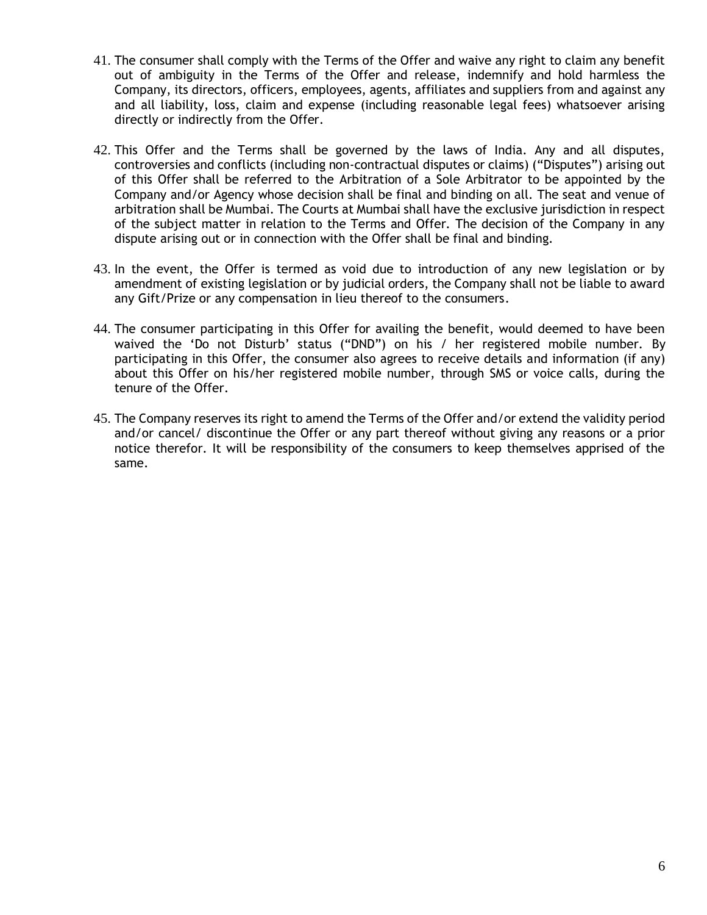41. The consumer shall comply with the Terms of the Offer and waive any right to claim any benefit out of ambiguity in the Terms of the Offer and release, indemnify and hold harmless the Company, its directors, officers, employees, agents, affiliates and suppliers from and against any and all liability, loss, claim and expense (including reasonable legal fees) whatsoever arising directly or indirectly from the Offer.

42. This Offer and the Terms shall be governed by the laws of India. Any and all disputes, controversies and conflicts (including non-contractual disputes or claims) ("Disputes") arising out of this Offer shall be referred to the Arbitration of a Sole Arbitrator to be appointed by the Company and/or Agency whose decision shall be final and binding on all. The seat and venue of arbitration shall be Mumbai. The Courts at Mumbai shall have the exclusive jurisdiction in respect of the subject matter in relation to the Terms and Offer. The decision of the Company in any dispute arising out or in connection with the Offer shall be final and binding.

43. In the event, the Offer is termed as void due to introduction of any new legislation or by amendment of existing legislation or by judicial orders, the Company shall not be liable to award any Gift/Prize or any compensation in lieu thereof to the consumers.

44. The consumer participating in this Offer for availing the benefit, would deemed to have been waived the 'Do not Disturb' status ("DND") on his / her registered mobile number. By participating in this Offer, the consumer also agrees to receive details and information (if any) about this Offer on his/her registered mobile number, through SMS or voice calls, during the tenure of the Offer.

45. The Company reserves its right to amend the Terms of the Offer and/or extend the validity period and/or cancel/ discontinue the Offer or any part thereof without giving any reasons or a prior notice therefor. It will be responsibility of the consumers to keep themselves apprised of the same.